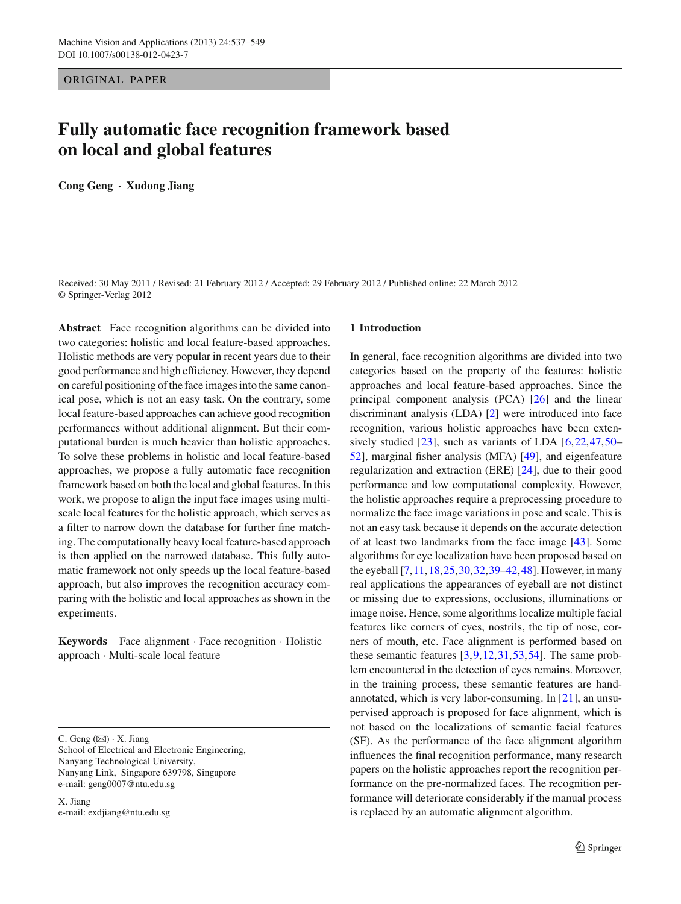ORIGINAL PAPER

# Fully automatic face recognition framework based on local and global features

**Cong Geng · Xudong Jiang**

Received: 30 May 2011 / Revised: 21 February 2012 / Accepted: 29 February 2012 / Published online: 22 March 2012
© Springer-Verlag 2012

**Abstract** Face recognition algorithms can be divided into two categories: holistic and local feature-based approaches. Holistic methods are very popular in recent years due to their good performance and high efficiency. However, they depend on careful positioning of the face images into the same canonical pose, which is not an easy task. On the contrary, some local feature-based approaches can achieve good recognition performances without additional alignment. But their computational burden is much heavier than holistic approaches. To solve these problems in holistic and local feature-based approaches, we propose a fully automatic face recognition framework based on both the local and global features. In this work, we propose to align the input face images using multi-scale local features for the holistic approach, which serves as a filter to narrow down the database for further fine matching. The computationally heavy local feature-based approach is then applied on the narrowed database. This fully automatic framework not only speeds up the local feature-based approach, but also improves the recognition accuracy comparing with the holistic and local approaches as shown in the experiments.

**Keywords** Face alignment · Face recognition · Holistic approach · Multi-scale local feature

C. Geng (✉) · X. Jiang
School of Electrical and Electronic Engineering,
Nanyang Technological University,
Nanyang Link, Singapore 639798, Singapore
e-mail: geng0007@ntu.edu.sg

X. Jiang
e-mail: exdjiang@ntu.edu.sg

## 1 Introduction

In general, face recognition algorithms are divided into two categories based on the property of the features: holistic approaches and local feature-based approaches. Since the principal component analysis (PCA) [26] and the linear discriminant analysis (LDA) [2] were introduced into face recognition, various holistic approaches have been extensively studied [23], such as variants of LDA [6,22,47,50–52], marginal fisher analysis (MFA) [49], and eigenfeature regularization and extraction (ERE) [24], due to their good performance and low computational complexity. However, the holistic approaches require a preprocessing procedure to normalize the face image variations in pose and scale. This is not an easy task because it depends on the accurate detection of at least two landmarks from the face image [43]. Some algorithms for eye localization have been proposed based on the eyeball [7,11,18,25,30,32,39–42,48]. However, in many real applications the appearances of eyeball are not distinct or missing due to expressions, occlusions, illuminations or image noise. Hence, some algorithms localize multiple facial features like corners of eyes, nostrils, the tip of nose, corners of mouth, etc. Face alignment is performed based on these semantic features [3,9,12,31,53,54]. The same problem encountered in the detection of eyes remains. Moreover, in the training process, these semantic features are hand-annotated, which is very labor-consuming. In [21], an unsupervised approach is proposed for face alignment, which is not based on the localizations of semantic facial features (SF). As the performance of the face alignment algorithm influences the final recognition performance, many research papers on the holistic approaches report the recognition performance on the pre-normalized faces. The recognition performance will deteriorate considerably if the manual process is replaced by an automatic alignment algorithm.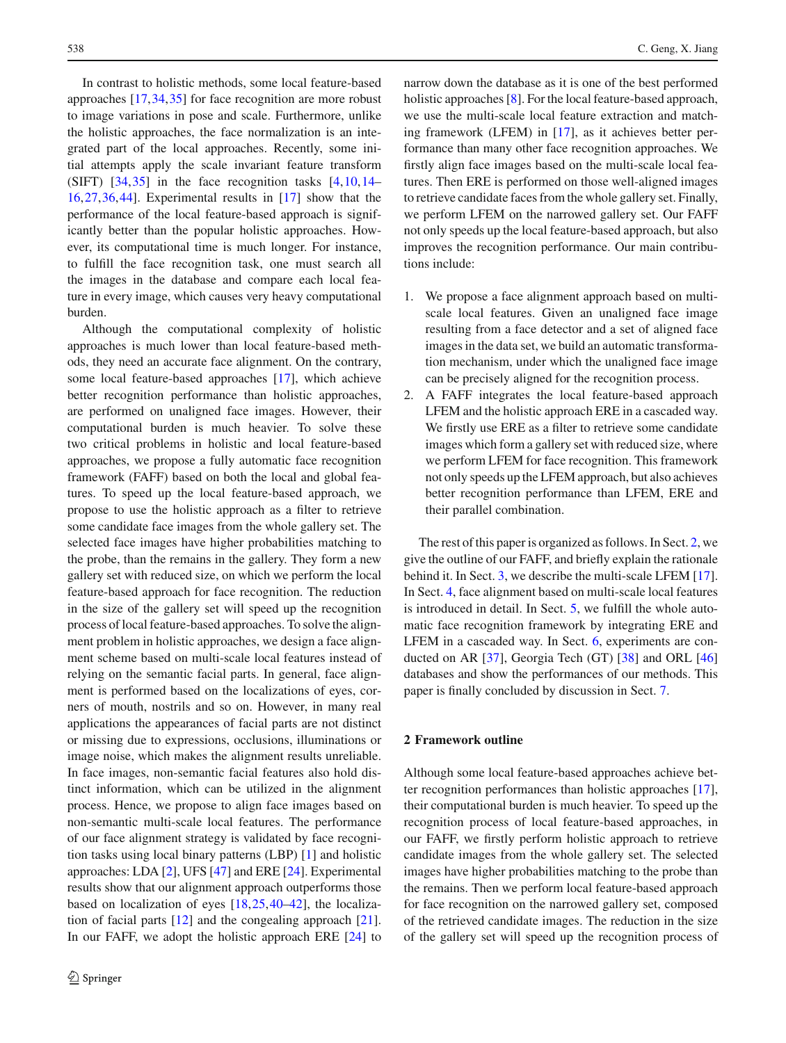In contrast to holistic methods, some local feature-based approaches [17,34,35] for face recognition are more robust to image variations in pose and scale. Furthermore, unlike the holistic approaches, the face normalization is an integrated part of the local approaches. Recently, some initial attempts apply the scale invariant feature transform (SIFT) [34,35] in the face recognition tasks [4,10,14–16,27,36,44]. Experimental results in [17] show that the performance of the local feature-based approach is significantly better than the popular holistic approaches. However, its computational time is much longer. For instance, to fulfill the face recognition task, one must search all the images in the database and compare each local feature in every image, which causes very heavy computational burden.

Although the computational complexity of holistic approaches is much lower than local feature-based methods, they need an accurate face alignment. On the contrary, some local feature-based approaches [17], which achieve better recognition performance than holistic approaches, are performed on unaligned face images. However, their computational burden is much heavier. To solve these two critical problems in holistic and local feature-based approaches, we propose a fully automatic face recognition framework (FAFF) based on both the local and global features. To speed up the local feature-based approach, we propose to use the holistic approach as a filter to retrieve some candidate face images from the whole gallery set. The selected face images have higher probabilities matching to the probe, than the remains in the gallery. They form a new gallery set with reduced size, on which we perform the local feature-based approach for face recognition. The reduction in the size of the gallery set will speed up the recognition process of local feature-based approaches. To solve the alignment problem in holistic approaches, we design a face alignment scheme based on multi-scale local features instead of relying on the semantic facial parts. In general, face alignment is performed based on the localizations of eyes, corners of mouth, nostrils and so on. However, in many real applications the appearances of facial parts are not distinct or missing due to expressions, occlusions, illuminations or image noise, which makes the alignment results unreliable. In face images, non-semantic facial features also hold distinct information, which can be utilized in the alignment process. Hence, we propose to align face images based on non-semantic multi-scale local features. The performance of our face alignment strategy is validated by face recognition tasks using local binary patterns (LBP) [1] and holistic approaches: LDA [2], UFS [47] and ERE [24]. Experimental results show that our alignment approach outperforms those based on localization of eyes [18,25,40–42], the localization of facial parts [12] and the congealing approach [21]. In our FAFF, we adopt the holistic approach ERE [24] to narrow down the database as it is one of the best performed holistic approaches [8]. For the local feature-based approach, we use the multi-scale local feature extraction and matching framework (LFEM) in [17], as it achieves better performance than many other face recognition approaches. We firstly align face images based on the multi-scale local features. Then ERE is performed on those well-aligned images to retrieve candidate faces from the whole gallery set. Finally, we perform LFEM on the narrowed gallery set. Our FAFF not only speeds up the local feature-based approach, but also improves the recognition performance. Our main contributions include:

1. We propose a face alignment approach based on multi-scale local features. Given an unaligned face image resulting from a face detector and a set of aligned face images in the data set, we build an automatic transformation mechanism, under which the unaligned face image can be precisely aligned for the recognition process.
2. A FAFF integrates the local feature-based approach LFEM and the holistic approach ERE in a cascaded way. We firstly use ERE as a filter to retrieve some candidate images which form a gallery set with reduced size, where we perform LFEM for face recognition. This framework not only speeds up the LFEM approach, but also achieves better recognition performance than LFEM, ERE and their parallel combination.

The rest of this paper is organized as follows. In Sect. 2, we give the outline of our FAFF, and briefly explain the rationale behind it. In Sect. 3, we describe the multi-scale LFEM [17]. In Sect. 4, face alignment based on multi-scale local features is introduced in detail. In Sect. 5, we fulfill the whole automatic face recognition framework by integrating ERE and LFEM in a cascaded way. In Sect. 6, experiments are conducted on AR [37], Georgia Tech (GT) [38] and ORL [46] databases and show the performances of our methods. This paper is finally concluded by discussion in Sect. 7.

## 2 Framework outline

Although some local feature-based approaches achieve better recognition performances than holistic approaches [17], their computational burden is much heavier. To speed up the recognition process of local feature-based approaches, in our FAFF, we firstly perform holistic approach to retrieve candidate images from the whole gallery set. The selected images have higher probabilities matching to the probe than the remains. Then we perform local feature-based approach for face recognition on the narrowed gallery set, composed of the retrieved candidate images. The reduction in the size of the gallery set will speed up the recognition process of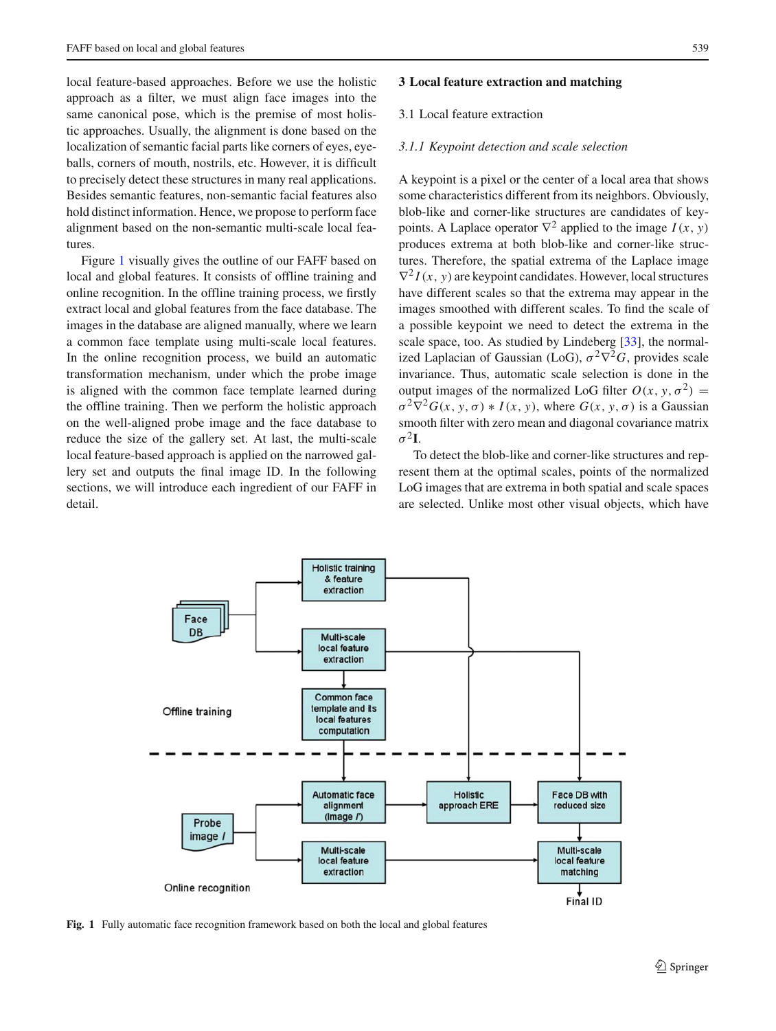local feature-based approaches. Before we use the holistic approach as a filter, we must align face images into the same canonical pose, which is the premise of most holistic approaches. Usually, the alignment is done based on the localization of semantic facial parts like corners of eyes, eyeballs, corners of mouth, nostrils, etc. However, it is difficult to precisely detect these structures in many real applications. Besides semantic features, non-semantic facial features also hold distinct information. Hence, we propose to perform face alignment based on the non-semantic multi-scale local features.

Figure 1 visually gives the outline of our FAFF based on local and global features. It consists of offline training and online recognition. In the offline training process, we firstly extract local and global features from the face database. The images in the database are aligned manually, where we learn a common face template using multi-scale local features. In the online recognition process, we build an automatic transformation mechanism, under which the probe image is aligned with the common face template learned during the offline training. Then we perform the holistic approach on the well-aligned probe image and the face database to reduce the size of the gallery set. At last, the multi-scale local feature-based approach is applied on the narrowed gallery set and outputs the final image ID. In the following sections, we will introduce each ingredient of our FAFF in detail.

## 3 Local feature extraction and matching

### 3.1 Local feature extraction

#### *3.1.1 Keypoint detection and scale selection*

A keypoint is a pixel or the center of a local area that shows some characteristics different from its neighbors. Obviously, blob-like and corner-like structures are candidates of keypoints. A Laplace operator $\nabla^2$ applied to the image $I(x, y)$ produces extrema at both blob-like and corner-like structures. Therefore, the spatial extrema of the Laplace image $\nabla^2 I(x, y)$ are keypoint candidates. However, local structures have different scales so that the extrema may appear in the images smoothed with different scales. To find the scale of a possible keypoint we need to detect the extrema in the scale space, too. As studied by Lindeberg [33], the normalized Laplacian of Gaussian (LoG), $\sigma^2 \nabla^2 G$, provides scale invariance. Thus, automatic scale selection is done in the output images of the normalized LoG filter $O(x, y, \sigma^2) = \sigma^2 \nabla^2 G(x, y, \sigma) * I(x, y)$, where $G(x, y, \sigma)$ is a Gaussian smooth filter with zero mean and diagonal covariance matrix $\sigma^2 \mathbf{I}$.

To detect the blob-like and corner-like structures and represent them at the optimal scales, points of the normalized LoG images that are extrema in both spatial and scale spaces are selected. Unlike most other visual objects, which have

**Fig. 1** Fully automatic face recognition framework based on both the local and global features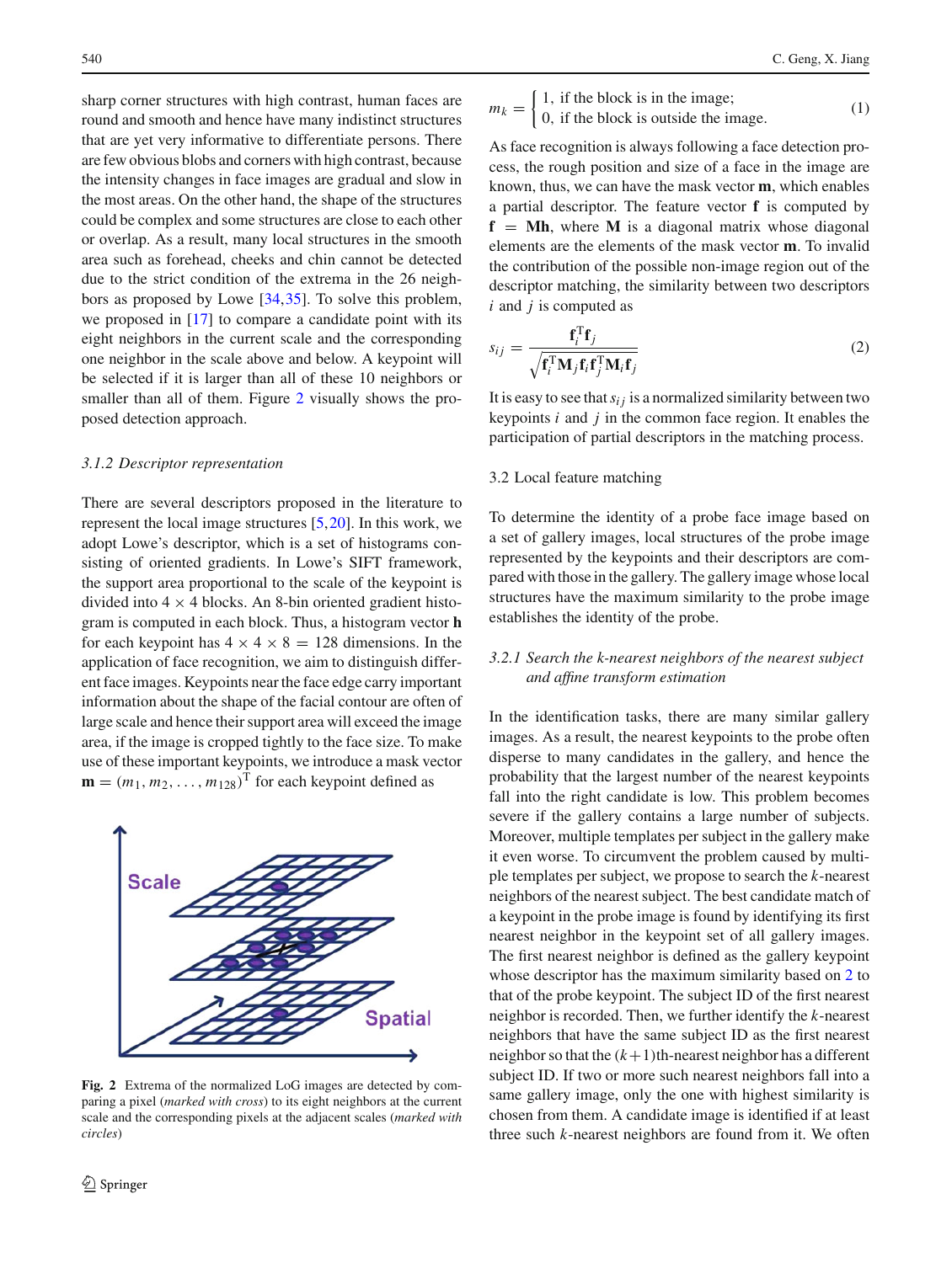sharp corner structures with high contrast, human faces are round and smooth and hence have many indistinct structures that are yet very informative to differentiate persons. There are few obvious blobs and corners with high contrast, because the intensity changes in face images are gradual and slow in the most areas. On the other hand, the shape of the structures could be complex and some structures are close to each other or overlap. As a result, many local structures in the smooth area such as forehead, cheeks and chin cannot be detected due to the strict condition of the extrema in the 26 neighbors as proposed by Lowe [34,35]. To solve this problem, we proposed in [17] to compare a candidate point with its eight neighbors in the current scale and the corresponding one neighbor in the scale above and below. A keypoint will be selected if it is larger than all of these 10 neighbors or smaller than all of them. Figure 2 visually shows the proposed detection approach.

*3.1.2 Descriptor representation*

There are several descriptors proposed in the literature to represent the local image structures [5,20]. In this work, we adopt Lowe's descriptor, which is a set of histograms consisting of oriented gradients. In Lowe's SIFT framework, the support area proportional to the scale of the keypoint is divided into $4 \times 4$ blocks. An 8-bin oriented gradient histogram is computed in each block. Thus, a histogram vector $\mathbf{h}$ for each keypoint has $4 \times 4 \times 8 = 128$ dimensions. In the application of face recognition, we aim to distinguish different face images. Keypoints near the face edge carry important information about the shape of the facial contour are often of large scale and hence their support area will exceed the image area, if the image is cropped tightly to the face size. To make use of these important keypoints, we introduce a mask vector $\mathbf{m} = (m_1, m_2, \ldots, m_{128})^{\mathrm{T}}$ for each keypoint defined as

**Fig. 2** Extrema of the normalized LoG images are detected by comparing a pixel (*marked with cross*) to its eight neighbors at the current scale and the corresponding pixels at the adjacent scales (*marked with circles*)

$$m_k = \begin{cases} 1, & \text{if the block is in the image;} \\ 0, & \text{if the block is outside the image.} \end{cases} \tag{1}$$

As face recognition is always following a face detection process, the rough position and size of a face in the image are known, thus, we can have the mask vector $\mathbf{m}$, which enables a partial descriptor. The feature vector $\mathbf{f}$ is computed by $\mathbf{f} = \mathbf{M}\mathbf{h}$, where $\mathbf{M}$ is a diagonal matrix whose diagonal elements are the elements of the mask vector $\mathbf{m}$. To invalid the contribution of the possible non-image region out of the descriptor matching, the similarity between two descriptors $i$ and $j$ is computed as

$$s_{ij} = \frac{\mathbf{f}_i^{\mathrm{T}}\mathbf{f}_j}{\sqrt{\mathbf{f}_i^{\mathrm{T}}\mathbf{M}_j\mathbf{f}_i\mathbf{f}_j^{\mathrm{T}}\mathbf{M}_i\mathbf{f}_j}} \tag{2}$$

It is easy to see that $s_{ij}$ is a normalized similarity between two keypoints $i$ and $j$ in the common face region. It enables the participation of partial descriptors in the matching process.

## 3.2 Local feature matching

To determine the identity of a probe face image based on a set of gallery images, local structures of the probe image represented by the keypoints and their descriptors are compared with those in the gallery. The gallery image whose local structures have the maximum similarity to the probe image establishes the identity of the probe.

*3.2.1 Search the k-nearest neighbors of the nearest subject and affine transform estimation*

In the identification tasks, there are many similar gallery images. As a result, the nearest keypoints to the probe often disperse to many candidates in the gallery, and hence the probability that the largest number of the nearest keypoints fall into the right candidate is low. This problem becomes severe if the gallery contains a large number of subjects. Moreover, multiple templates per subject in the gallery make it even worse. To circumvent the problem caused by multiple templates per subject, we propose to search the $k$-nearest neighbors of the nearest subject. The best candidate match of a keypoint in the probe image is found by identifying its first nearest neighbor in the keypoint set of all gallery images. The first nearest neighbor is defined as the gallery keypoint whose descriptor has the maximum similarity based on 2 to that of the probe keypoint. The subject ID of the first nearest neighbor is recorded. Then, we further identify the $k$-nearest neighbors that have the same subject ID as the first nearest neighbor so that the $(k+1)$th-nearest neighbor has a different subject ID. If two or more such nearest neighbors fall into a same gallery image, only the one with highest similarity is chosen from them. A candidate image is identified if at least three such $k$-nearest neighbors are found from it. We often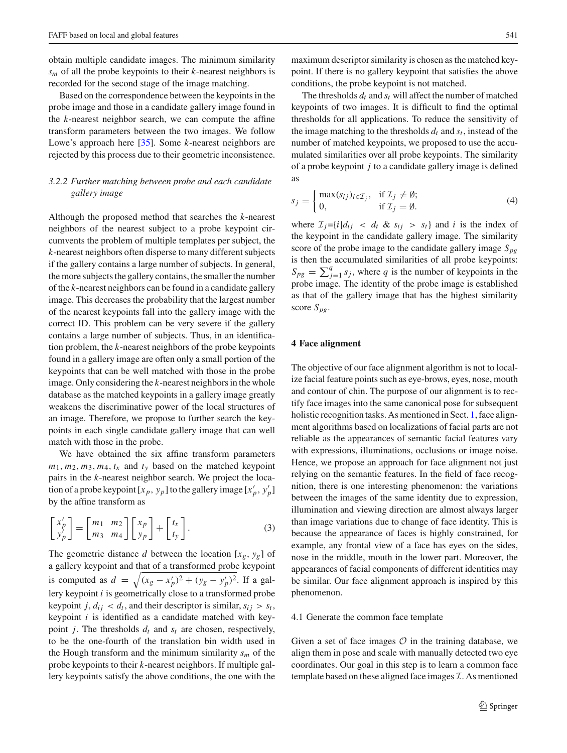obtain multiple candidate images. The minimum similarity $s_m$ of all the probe keypoints to their $k$-nearest neighbors is recorded for the second stage of the image matching.

Based on the correspondence between the keypoints in the probe image and those in a candidate gallery image found in the $k$-nearest neighbor search, we can compute the affine transform parameters between the two images. We follow Lowe's approach here [35]. Some $k$-nearest neighbors are rejected by this process due to their geometric inconsistence.

#### 3.2.2 Further matching between probe and each candidate gallery image

Although the proposed method that searches the $k$-nearest neighbors of the nearest subject to a probe keypoint circumvents the problem of multiple templates per subject, the $k$-nearest neighbors often disperse to many different subjects if the gallery contains a large number of subjects. In general, the more subjects the gallery contains, the smaller the number of the $k$-nearest neighbors can be found in a candidate gallery image. This decreases the probability that the largest number of the nearest keypoints fall into the gallery image with the correct ID. This problem can be very severe if the gallery contains a large number of subjects. Thus, in an identification problem, the $k$-nearest neighbors of the probe keypoints found in a gallery image are often only a small portion of the keypoints that can be well matched with those in the probe image. Only considering the $k$-nearest neighbors in the whole database as the matched keypoints in a gallery image greatly weakens the discriminative power of the local structures of an image. Therefore, we propose to further search the keypoints in each single candidate gallery image that can well match with those in the probe.

We have obtained the six affine transform parameters $m_1, m_2, m_3, m_4, t_x$ and $t_y$ based on the matched keypoint pairs in the $k$-nearest neighbor search. We project the location of a probe keypoint $[x_p, y_p]$ to the gallery image $[x'_p, y'_p]$ by the affine transform as

$$
\begin{bmatrix} x'_p \\ y'_p \end{bmatrix} = \begin{bmatrix} m_1 & m_2 \\ m_3 & m_4 \end{bmatrix} \begin{bmatrix} x_p \\ y_p \end{bmatrix} + \begin{bmatrix} t_x \\ t_y \end{bmatrix}. \tag{3}
$$

The geometric distance $d$ between the location $[x_g, y_g]$ of a gallery keypoint and that of a transformed probe keypoint is computed as $d = \sqrt{(x_g - x'_p)^2 + (y_g - y'_p)^2}$. If a gallery keypoint $i$ is geometrically close to a transformed probe keypoint $j$, $d_{ij} < d_t$, and their descriptor is similar, $s_{ij} > s_t$, keypoint $i$ is identified as a candidate matched with keypoint $j$. The thresholds $d_t$ and $s_t$ are chosen, respectively, to be the one-fourth of the translation bin width used in the Hough transform and the minimum similarity $s_m$ of the probe keypoints to their $k$-nearest neighbors. If multiple gallery keypoints satisfy the above conditions, the one with the maximum descriptor similarity is chosen as the matched keypoint. If there is no gallery keypoint that satisfies the above conditions, the probe keypoint is not matched.

The thresholds $d_t$ and $s_t$ will affect the number of matched keypoints of two images. It is difficult to find the optimal thresholds for all applications. To reduce the sensitivity of the image matching to the thresholds $d_t$ and $s_t$, instead of the number of matched keypoints, we proposed to use the accumulated similarities over all probe keypoints. The similarity of a probe keypoint $j$ to a candidate gallery image is defined as

$$
s_j = \begin{cases} \max(s_{ij})_{i \in \mathcal{I}_j}, & \text{if } \mathcal{I}_j \neq \emptyset; \\ 0, & \text{if } \mathcal{I}_j = \emptyset. \end{cases} \tag{4}
$$

where $\mathcal{I}_j$={$i|d_{ij} < d_t$ & $s_{ij} > s_t$} and $i$ is the index of the keypoint in the candidate gallery image. The similarity score of the probe image to the candidate gallery image $S_{pg}$ is then the accumulated similarities of all probe keypoints: $S_{pg} = \sum_{j=1}^{q} s_j$, where $q$ is the number of keypoints in the probe image. The identity of the probe image is established as that of the gallery image that has the highest similarity score $S_{pg}$.

## 4 Face alignment

The objective of our face alignment algorithm is not to localize facial feature points such as eye-brows, eyes, nose, mouth and contour of chin. The purpose of our alignment is to rectify face images into the same canonical pose for subsequent holistic recognition tasks. As mentioned in Sect. 1, face alignment algorithms based on localizations of facial parts are not reliable as the appearances of semantic facial features vary with expressions, illuminations, occlusions or image noise. Hence, we propose an approach for face alignment not just relying on the semantic features. In the field of face recognition, there is one interesting phenomenon: the variations between the images of the same identity due to expression, illumination and viewing direction are almost always larger than image variations due to change of face identity. This is because the appearance of faces is highly constrained, for example, any frontal view of a face has eyes on the sides, nose in the middle, mouth in the lower part. Moreover, the appearances of facial components of different identities may be similar. Our face alignment approach is inspired by this phenomenon.

### 4.1 Generate the common face template

Given a set of face images $\mathcal{O}$ in the training database, we align them in pose and scale with manually detected two eye coordinates. Our goal in this step is to learn a common face template based on these aligned face images $\mathcal{I}$. As mentioned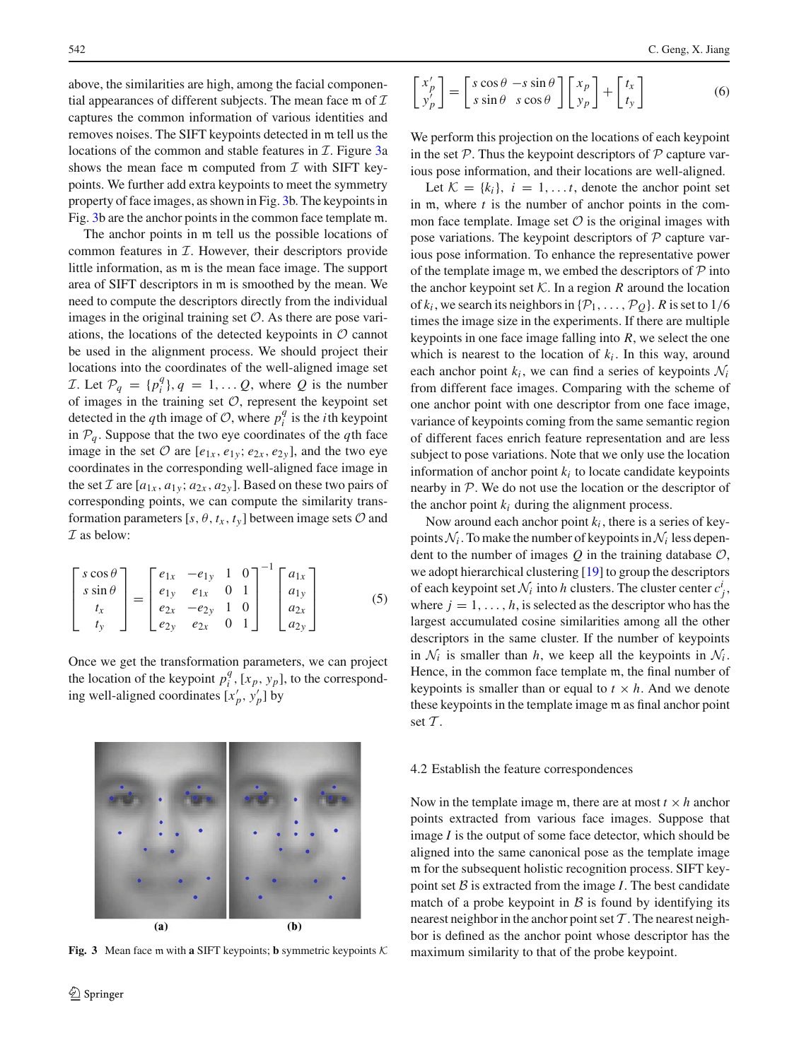above, the similarities are high, among the facial componential appearances of different subjects. The mean face $\mathfrak{m}$ of $\mathcal{I}$ captures the common information of various identities and removes noises. The SIFT keypoints detected in $\mathfrak{m}$ tell us the locations of the common and stable features in $\mathcal{I}$. Figure 3a shows the mean face $\mathfrak{m}$ computed from $\mathcal{I}$ with SIFT keypoints. We further add extra keypoints to meet the symmetry property of face images, as shown in Fig. 3b. The keypoints in Fig. 3b are the anchor points in the common face template $\mathfrak{m}$.

The anchor points in $\mathfrak{m}$ tell us the possible locations of common features in $\mathcal{I}$. However, their descriptors provide little information, as $\mathfrak{m}$ is the mean face image. The support area of SIFT descriptors in $\mathfrak{m}$ is smoothed by the mean. We need to compute the descriptors directly from the individual images in the original training set $\mathcal{O}$. As there are pose variations, the locations of the detected keypoints in $\mathcal{O}$ cannot be used in the alignment process. We should project their locations into the coordinates of the well-aligned image set $\mathcal{I}$. Let $\mathcal{P}_q = \{p_i^q\}, q = 1, \ldots Q$, where $Q$ is the number of images in the training set $\mathcal{O}$, represent the keypoint set detected in the $q$th image of $\mathcal{O}$, where $p_i^q$ is the $i$th keypoint in $\mathcal{P}_q$. Suppose that the two eye coordinates of the $q$th face image in the set $\mathcal{O}$ are $[e_{1x}, e_{1y}; e_{2x}, e_{2y}]$, and the two eye coordinates in the corresponding well-aligned face image in the set $\mathcal{I}$ are $[a_{1x}, a_{1y}; a_{2x}, a_{2y}]$. Based on these two pairs of corresponding points, we can compute the similarity transformation parameters $[s, \theta, t_x, t_y]$ between image sets $\mathcal{O}$ and $\mathcal{I}$ as below:

$$\begin{bmatrix} s\cos\theta \\ s\sin\theta \\ t_x \\ t_y \end{bmatrix} = \begin{bmatrix} e_{1x} & -e_{1y} & 1 & 0 \\ e_{1y} & e_{1x} & 0 & 1 \\ e_{2x} & -e_{2y} & 1 & 0 \\ e_{2y} & e_{2x} & 0 & 1 \end{bmatrix}^{-1} \begin{bmatrix} a_{1x} \\ a_{1y} \\ a_{2x} \\ a_{2y} \end{bmatrix} \tag{5}$$

Once we get the transformation parameters, we can project the location of the keypoint $p_i^q$, $[x_p, y_p]$, to the corresponding well-aligned coordinates $[x_p', y_p']$ by

Fig. 3 Mean face $\mathfrak{m}$ with **a** SIFT keypoints; **b** symmetric keypoints $\mathcal{K}$

$$\begin{bmatrix} x_p' \\ y_p' \end{bmatrix} = \begin{bmatrix} s\cos\theta & -s\sin\theta \\ s\sin\theta & s\cos\theta \end{bmatrix} \begin{bmatrix} x_p \\ y_p \end{bmatrix} + \begin{bmatrix} t_x \\ t_y \end{bmatrix} \tag{6}$$

We perform this projection on the locations of each keypoint in the set $\mathcal{P}$. Thus the keypoint descriptors of $\mathcal{P}$ capture various pose information, and their locations are well-aligned.

Let $\mathcal{K} = \{k_i\}, i = 1, \ldots t$, denote the anchor point set in $\mathfrak{m}$, where $t$ is the number of anchor points in the common face template. Image set $\mathcal{O}$ is the original images with pose variations. The keypoint descriptors of $\mathcal{P}$ capture various pose information. To enhance the representative power of the template image $\mathfrak{m}$, we embed the descriptors of $\mathcal{P}$ into the anchor keypoint set $\mathcal{K}$. In a region $R$ around the location of $k_i$, we search its neighbors in $\{\mathcal{P}_1, \ldots, \mathcal{P}_Q\}$. $R$ is set to $1/6$ times the image size in the experiments. If there are multiple keypoints in one face image falling into $R$, we select the one which is nearest to the location of $k_i$. In this way, around each anchor point $k_i$, we can find a series of keypoints $\mathcal{N}_i$ from different face images. Comparing with the scheme of one anchor point with one descriptor from one face image, variance of keypoints coming from the same semantic region of different faces enrich feature representation and are less subject to pose variations. Note that we only use the location information of anchor point $k_i$ to locate candidate keypoints nearby in $\mathcal{P}$. We do not use the location or the descriptor of the anchor point $k_i$ during the alignment process.

Now around each anchor point $k_i$, there is a series of keypoints $\mathcal{N}_i$. To make the number of keypoints in $\mathcal{N}_i$ less dependent to the number of images $Q$ in the training database $\mathcal{O}$, we adopt hierarchical clustering [19] to group the descriptors of each keypoint set $\mathcal{N}_i$ into $h$ clusters. The cluster center $c_j^i$, where $j = 1, \ldots, h$, is selected as the descriptor who has the largest accumulated cosine similarities among all the other descriptors in the same cluster. If the number of keypoints in $\mathcal{N}_i$ is smaller than $h$, we keep all the keypoints in $\mathcal{N}_i$. Hence, in the common face template $\mathfrak{m}$, the final number of keypoints is smaller than or equal to $t \times h$. And we denote these keypoints in the template image $\mathfrak{m}$ as final anchor point set $\mathcal{T}$.

### 4.2 Establish the feature correspondences

Now in the template image $\mathfrak{m}$, there are at most $t \times h$ anchor points extracted from various face images. Suppose that image $I$ is the output of some face detector, which should be aligned into the same canonical pose as the template image $\mathfrak{m}$ for the subsequent holistic recognition process. SIFT keypoint set $\mathcal{B}$ is extracted from the image $I$. The best candidate match of a probe keypoint in $\mathcal{B}$ is found by identifying its nearest neighbor in the anchor point set $\mathcal{T}$. The nearest neighbor is defined as the anchor point whose descriptor has the maximum similarity to that of the probe keypoint.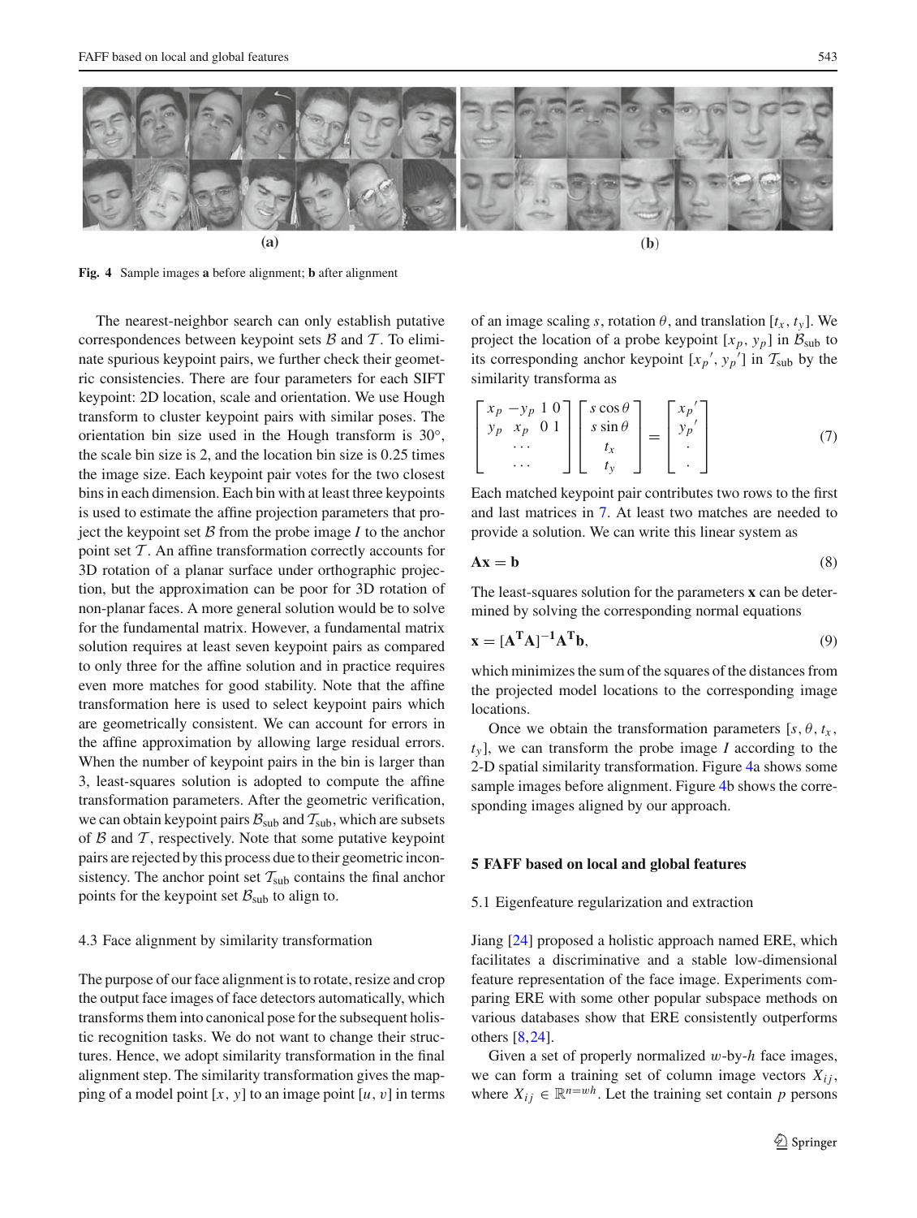**(a)** **(b)**

**Fig. 4** Sample images **a** before alignment; **b** after alignment

The nearest-neighbor search can only establish putative correspondences between keypoint sets $\mathcal{B}$ and $\mathcal{T}$. To eliminate spurious keypoint pairs, we further check their geometric consistencies. There are four parameters for each SIFT keypoint: 2D location, scale and orientation. We use Hough transform to cluster keypoint pairs with similar poses. The orientation bin size used in the Hough transform is 30°, the scale bin size is 2, and the location bin size is 0.25 times the image size. Each keypoint pair votes for the two closest bins in each dimension. Each bin with at least three keypoints is used to estimate the affine projection parameters that project the keypoint set $\mathcal{B}$ from the probe image $I$ to the anchor point set $\mathcal{T}$. An affine transformation correctly accounts for 3D rotation of a planar surface under orthographic projection, but the approximation can be poor for 3D rotation of non-planar faces. A more general solution would be to solve for the fundamental matrix. However, a fundamental matrix solution requires at least seven keypoint pairs as compared to only three for the affine solution and in practice requires even more matches for good stability. Note that the affine transformation here is used to select keypoint pairs which are geometrically consistent. We can account for errors in the affine approximation by allowing large residual errors. When the number of keypoint pairs in the bin is larger than 3, least-squares solution is adopted to compute the affine transformation parameters. After the geometric verification, we can obtain keypoint pairs $\mathcal{B}_{\text{sub}}$ and $\mathcal{T}_{\text{sub}}$, which are subsets of $\mathcal{B}$ and $\mathcal{T}$, respectively. Note that some putative keypoint pairs are rejected by this process due to their geometric inconsistency. The anchor point set $\mathcal{T}_{\text{sub}}$ contains the final anchor points for the keypoint set $\mathcal{B}_{\text{sub}}$ to align to.

### 4.3 Face alignment by similarity transformation

The purpose of our face alignment is to rotate, resize and crop the output face images of face detectors automatically, which transforms them into canonical pose for the subsequent holistic recognition tasks. We do not want to change their structures. Hence, we adopt similarity transformation in the final alignment step. The similarity transformation gives the mapping of a model point $[x, y]$ to an image point $[u, v]$ in terms of an image scaling $s$, rotation $\theta$, and translation $[t_x, t_y]$. We project the location of a probe keypoint $[x_p, y_p]$ in $\mathcal{B}_{\text{sub}}$ to its corresponding anchor keypoint $[x_p{}', y_p{}']$ in $\mathcal{T}_{\text{sub}}$ by the similarity transforma as

$$\begin{bmatrix} x_p & -y_p & 1 & 0 \\ y_p & x_p & 0 & 1 \\ & \cdots & & \\ & \cdots & & \end{bmatrix} \begin{bmatrix} s\cos\theta \\ s\sin\theta \\ t_x \\ t_y \end{bmatrix} = \begin{bmatrix} x_p{}' \\ y_p{}' \\ \cdot \\ \cdot \end{bmatrix} \tag{7}$$

Each matched keypoint pair contributes two rows to the first and last matrices in 7. At least two matches are needed to provide a solution. We can write this linear system as

$$\mathbf{Ax} = \mathbf{b} \tag{8}$$

The least-squares solution for the parameters $\mathbf{x}$ can be determined by solving the corresponding normal equations

$$\mathbf{x} = [\mathbf{A^T A}]^{-1}\mathbf{A^T b}, \tag{9}$$

which minimizes the sum of the squares of the distances from the projected model locations to the corresponding image locations.

Once we obtain the transformation parameters $[s, \theta, t_x, t_y]$, we can transform the probe image $I$ according to the 2-D spatial similarity transformation. Figure 4a shows some sample images before alignment. Figure 4b shows the corresponding images aligned by our approach.

## 5 FAFF based on local and global features

### 5.1 Eigenfeature regularization and extraction

Jiang [24] proposed a holistic approach named ERE, which facilitates a discriminative and a stable low-dimensional feature representation of the face image. Experiments comparing ERE with some other popular subspace methods on various databases show that ERE consistently outperforms others [8,24].

Given a set of properly normalized $w$-by-$h$ face images, we can form a training set of column image vectors $X_{ij}$, where $X_{ij} \in \mathbb{R}^{n=wh}$. Let the training set contain $p$ persons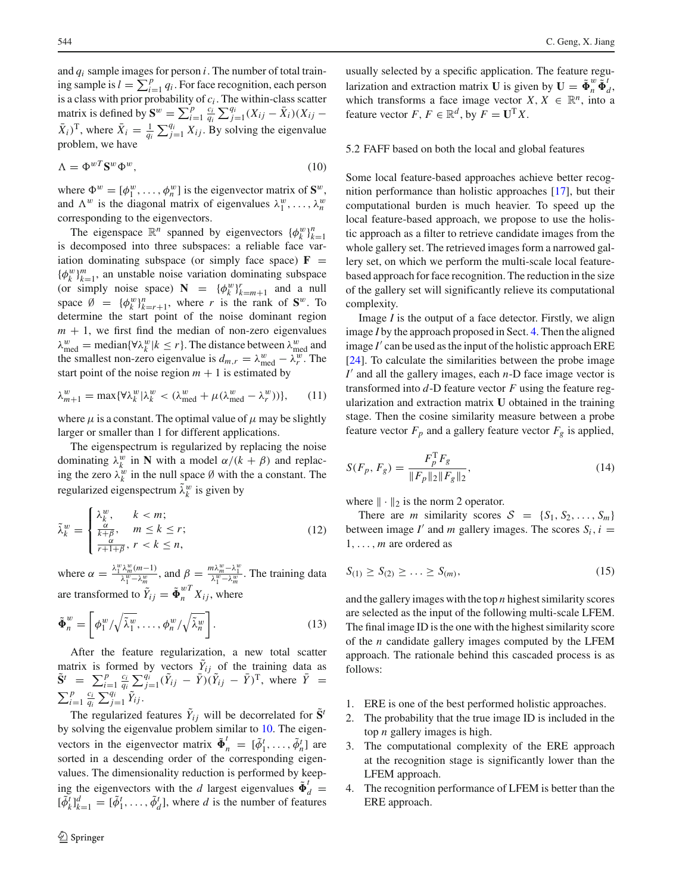and $q_i$ sample images for person $i$. The number of total training sample is $l = \sum_{i=1}^{p} q_i$. For face recognition, each person is a class with prior probability of $c_i$. The within-class scatter matrix is defined by $\mathbf{S}^w = \sum_{i=1}^{p} \frac{c_i}{q_i} \sum_{j=1}^{q_i} (X_{ij} - \bar{X}_i)(X_{ij} - \bar{X}_i)^{\mathrm{T}}$, where $\bar{X}_i = \frac{1}{q_i} \sum_{j=1}^{q_i} X_{ij}$. By solving the eigenvalue problem, we have

$$\Lambda = \Phi^{wT} \mathbf{S}^w \Phi^w, \tag{10}$$

where $\Phi^w = [\phi_1^w, \ldots, \phi_n^w]$ is the eigenvector matrix of $\mathbf{S}^w$, and $\Lambda^w$ is the diagonal matrix of eigenvalues $\lambda_1^w, \ldots, \lambda_n^w$ corresponding to the eigenvectors.

The eigenspace $\mathbb{R}^n$ spanned by eigenvectors $\{\phi_k^w\}_{k=1}^n$ is decomposed into three subspaces: a reliable face variation dominating subspace (or simply face space) $\mathbf{F} = \{\phi_k^w\}_{k=1}^m$, an unstable noise variation dominating subspace (or simply noise space) $\mathbf{N} = \{\phi_k^w\}_{k=m+1}^r$ and a null space $\emptyset = \{\phi_k^w\}_{k=r+1}^n$, where $r$ is the rank of $\mathbf{S}^w$. To determine the start point of the noise dominant region $m+1$, we first find the median of non-zero eigenvalues $\lambda_{\text{med}}^w = \text{median}\{\forall \lambda_k^w | k \leq r\}$. The distance between $\lambda_{\text{med}}^w$ and the smallest non-zero eigenvalue is $d_{m,r} = \lambda_{\text{med}}^w - \lambda_r^w$. The start point of the noise region $m+1$ is estimated by

$$\lambda_{m+1}^w = \max\{\forall \lambda_k^w | \lambda_k^w < (\lambda_{\text{med}}^w + \mu(\lambda_{\text{med}}^w - \lambda_r^w))\}, \tag{11}$$

where $\mu$ is a constant. The optimal value of $\mu$ may be slightly larger or smaller than 1 for different applications.

The eigenspectrum is regularized by replacing the noise dominating $\lambda_k^w$ in $\mathbf{N}$ with a model $\alpha/(k+\beta)$ and replacing the zero $\lambda_k^w$ in the null space $\emptyset$ with a constant. The regularized eigenspectrum $\tilde{\lambda}_k^w$ is given by

$$\tilde{\lambda}_k^w = \begin{cases} \lambda_k^w, & k < m; \\ \frac{\alpha}{k+\beta}, & m \leq k \leq r; \\ \frac{\alpha}{r+1+\beta}, & r < k \leq n, \end{cases} \tag{12}$$

where $\alpha = \frac{\lambda_1^w \lambda_m^w (m-1)}{\lambda_1^w - \lambda_m^w}$, and $\beta = \frac{m\lambda_m^w - \lambda_1^w}{\lambda_1^w - \lambda_m^w}$. The training data are transformed to $\tilde{Y}_{ij} = \tilde{\boldsymbol{\Phi}}_n^{wT} X_{ij}$, where

$$\tilde{\boldsymbol{\Phi}}_n^w = \left[\phi_1^w / \sqrt{\tilde{\lambda}_1^w}, \ldots, \phi_n^w / \sqrt{\tilde{\lambda}_n^w}\right]. \tag{13}$$

After the feature regularization, a new total scatter matrix is formed by vectors $\tilde{Y}_{ij}$ of the training data as $\tilde{\mathbf{S}}^t = \sum_{i=1}^{p} \frac{c_i}{q_i} \sum_{j=1}^{q_i} (\tilde{Y}_{ij} - \bar{Y})(\tilde{Y}_{ij} - \bar{Y})^{\mathrm{T}}$, where $\bar{Y} = \sum_{i=1}^{p} \frac{c_i}{q_i} \sum_{j=1}^{q_i} \tilde{Y}_{ij}$.

The regularized features $\tilde{Y}_{ij}$ will be decorrelated for $\tilde{\mathbf{S}}^t$ by solving the eigenvalue problem similar to 10. The eigenvectors in the eigenvector matrix $\tilde{\boldsymbol{\Phi}}_n^t = [\tilde{\phi}_1^t, \ldots, \tilde{\phi}_n^t]$ are sorted in a descending order of the corresponding eigenvalues. The dimensionality reduction is performed by keeping the eigenvectors with the $d$ largest eigenvalues $\tilde{\boldsymbol{\Phi}}_d^t = [\tilde{\phi}_k^t]_{k=1}^d = [\tilde{\phi}_1^t, \ldots, \tilde{\phi}_d^t]$, where $d$ is the number of features usually selected by a specific application. The feature regularization and extraction matrix $\mathbf{U}$ is given by $\mathbf{U} = \tilde{\boldsymbol{\Phi}}_n^w \tilde{\boldsymbol{\Phi}}_d^t$, which transforms a face image vector $X$, $X \in \mathbb{R}^n$, into a feature vector $F$, $F \in \mathbb{R}^d$, by $F = \mathbf{U}^{\mathrm{T}} X$.

### 5.2 FAFF based on both the local and global features

Some local feature-based approaches achieve better recognition performance than holistic approaches [17], but their computational burden is much heavier. To speed up the local feature-based approach, we propose to use the holistic approach as a filter to retrieve candidate images from the whole gallery set. The retrieved images form a narrowed gallery set, on which we perform the multi-scale local feature-based approach for face recognition. The reduction in the size of the gallery set will significantly relieve its computational complexity.

Image $I$ is the output of a face detector. Firstly, we align image $I$ by the approach proposed in Sect. 4. Then the aligned image $I'$ can be used as the input of the holistic approach ERE [24]. To calculate the similarities between the probe image $I'$ and all the gallery images, each $n$-D face image vector is transformed into $d$-D feature vector $F$ using the feature regularization and extraction matrix $\mathbf{U}$ obtained in the training stage. Then the cosine similarity measure between a probe feature vector $F_p$ and a gallery feature vector $F_g$ is applied,

$$S(F_p, F_g) = \frac{F_p^{\mathrm{T}} F_g}{\|F_p\|_2 \|F_g\|_2}, \tag{14}$$

where $\|\cdot\|_2$ is the norm 2 operator.

There are $m$ similarity scores $\mathcal{S} = \{S_1, S_2, \ldots, S_m\}$ between image $I'$ and $m$ gallery images. The scores $S_i, i = 1, \ldots, m$ are ordered as

$$S_{(1)} \geq S_{(2)} \geq \ldots \geq S_{(m)}, \tag{15}$$

and the gallery images with the top $n$ highest similarity scores are selected as the input of the following multi-scale LFEM. The final image ID is the one with the highest similarity score of the $n$ candidate gallery images computed by the LFEM approach. The rationale behind this cascaded process is as follows:

1. ERE is one of the best performed holistic approaches.
2. The probability that the true image ID is included in the top $n$ gallery images is high.
3. The computational complexity of the ERE approach at the recognition stage is significantly lower than the LFEM approach.
4. The recognition performance of LFEM is better than the ERE approach.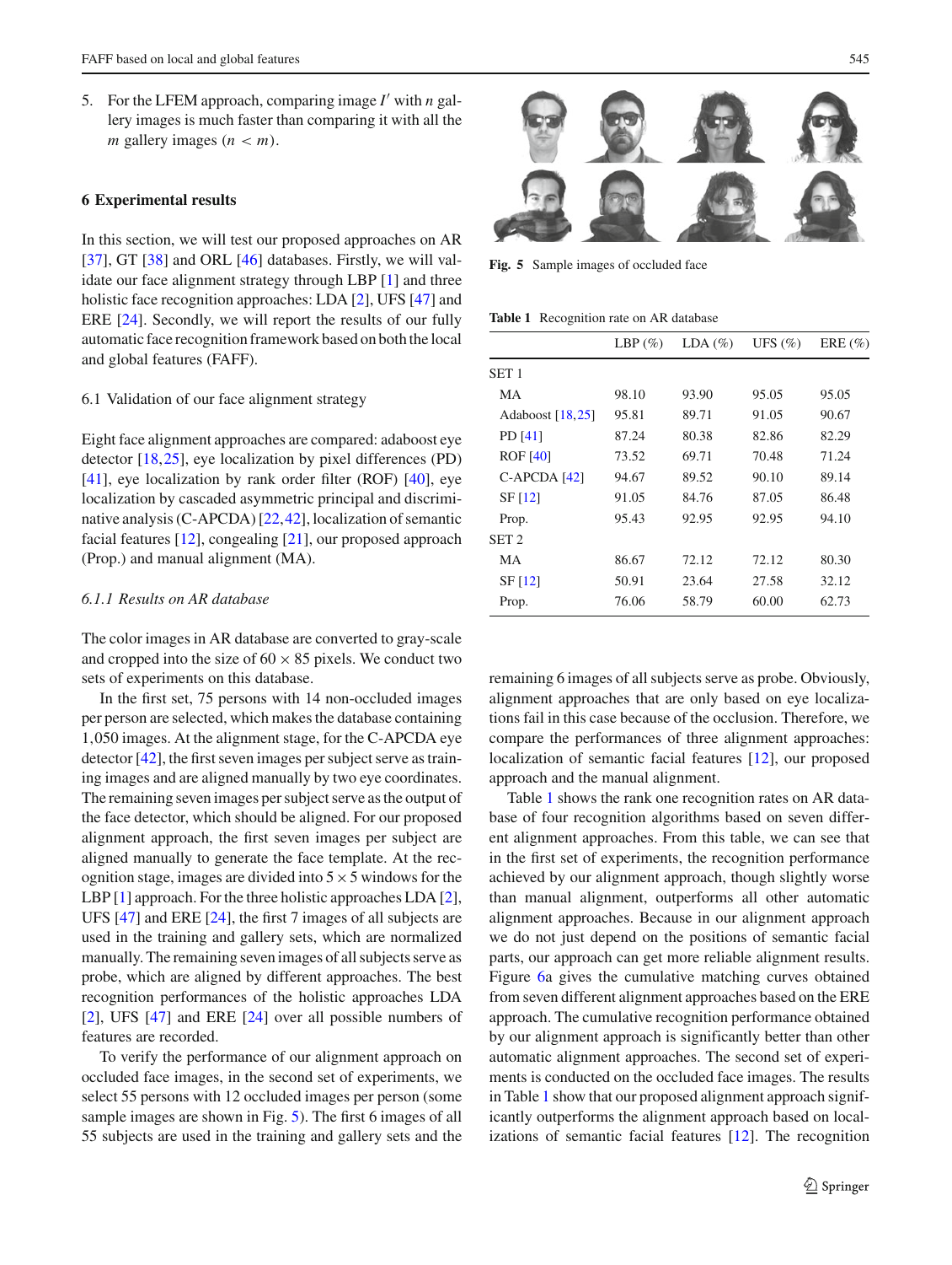5. For the LFEM approach, comparing image $I'$ with $n$ gallery images is much faster than comparing it with all the $m$ gallery images ($n < m$).

## 6 Experimental results

In this section, we will test our proposed approaches on AR [37], GT [38] and ORL [46] databases. Firstly, we will validate our face alignment strategy through LBP [1] and three holistic face recognition approaches: LDA [2], UFS [47] and ERE [24]. Secondly, we will report the results of our fully automatic face recognition framework based on both the local and global features (FAFF).

### 6.1 Validation of our face alignment strategy

Eight face alignment approaches are compared: adaboost eye detector [18,25], eye localization by pixel differences (PD) [41], eye localization by rank order filter (ROF) [40], eye localization by cascaded asymmetric principal and discriminative analysis (C-APCDA) [22,42], localization of semantic facial features [12], congealing [21], our proposed approach (Prop.) and manual alignment (MA).

#### *6.1.1 Results on AR database*

The color images in AR database are converted to gray-scale and cropped into the size of $60 \times 85$ pixels. We conduct two sets of experiments on this database.

In the first set, 75 persons with 14 non-occluded images per person are selected, which makes the database containing 1,050 images. At the alignment stage, for the C-APCDA eye detector [42], the first seven images per subject serve as training images and are aligned manually by two eye coordinates. The remaining seven images per subject serve as the output of the face detector, which should be aligned. For our proposed alignment approach, the first seven images per subject are aligned manually to generate the face template. At the recognition stage, images are divided into $5 \times 5$ windows for the LBP [1] approach. For the three holistic approaches LDA [2], UFS [47] and ERE [24], the first 7 images of all subjects are used in the training and gallery sets, which are normalized manually. The remaining seven images of all subjects serve as probe, which are aligned by different approaches. The best recognition performances of the holistic approaches LDA [2], UFS [47] and ERE [24] over all possible numbers of features are recorded.

To verify the performance of our alignment approach on occluded face images, in the second set of experiments, we select 55 persons with 12 occluded images per person (some sample images are shown in Fig. 5). The first 6 images of all 55 subjects are used in the training and gallery sets and the remaining 6 images of all subjects serve as probe. Obviously, alignment approaches that are only based on eye localizations fail in this case because of the occlusion. Therefore, we compare the performances of three alignment approaches: localization of semantic facial features [12], our proposed approach and the manual alignment.

**Fig. 5** Sample images of occluded face

**Table 1** Recognition rate on AR database

| | LBP (%) | LDA (%) | UFS (%) | ERE (%) |
|---|---|---|---|---|
| SET 1 | | | | |
| MA | 98.10 | 93.90 | 95.05 | 95.05 |
| Adaboost [18,25] | 95.81 | 89.71 | 91.05 | 90.67 |
| PD [41] | 87.24 | 80.38 | 82.86 | 82.29 |
| ROF [40] | 73.52 | 69.71 | 70.48 | 71.24 |
| C-APCDA [42] | 94.67 | 89.52 | 90.10 | 89.14 |
| SF [12] | 91.05 | 84.76 | 87.05 | 86.48 |
| Prop. | 95.43 | 92.95 | 92.95 | 94.10 |
| SET 2 | | | | |
| MA | 86.67 | 72.12 | 72.12 | 80.30 |
| SF [12] | 50.91 | 23.64 | 27.58 | 32.12 |
| Prop. | 76.06 | 58.79 | 60.00 | 62.73 |

Table 1 shows the rank one recognition rates on AR database of four recognition algorithms based on seven different alignment approaches. From this table, we can see that in the first set of experiments, the recognition performance achieved by our alignment approach, though slightly worse than manual alignment, outperforms all other automatic alignment approaches. Because in our alignment approach we do not just depend on the positions of semantic facial parts, our approach can get more reliable alignment results. Figure 6a gives the cumulative matching curves obtained from seven different alignment approaches based on the ERE approach. The cumulative recognition performance obtained by our alignment approach is significantly better than other automatic alignment approaches. The second set of experiments is conducted on the occluded face images. The results in Table 1 show that our proposed alignment approach significantly outperforms the alignment approach based on localizations of semantic facial features [12]. The recognition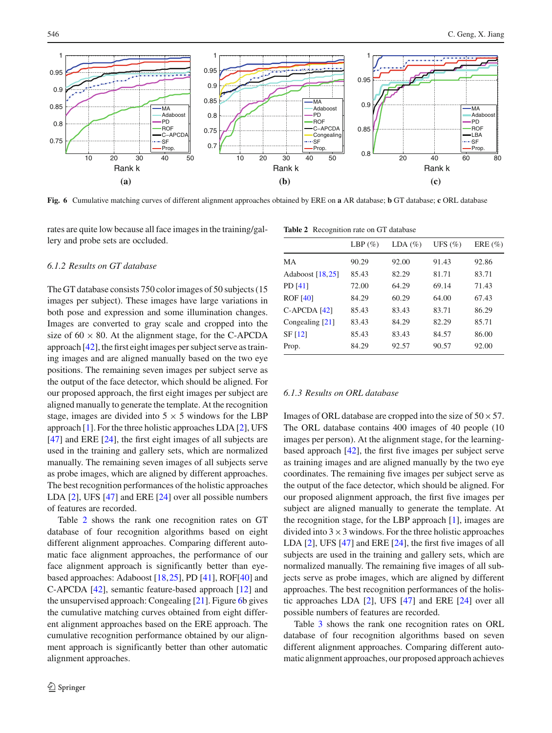**Fig. 6** Cumulative matching curves of different alignment approaches obtained by ERE on **a** AR database; **b** GT database; **c** ORL database

rates are quite low because all face images in the training/gallery and probe sets are occluded.

*6.1.2 Results on GT database*

The GT database consists 750 color images of 50 subjects (15 images per subject). These images have large variations in both pose and expression and some illumination changes. Images are converted to gray scale and cropped into the size of 60 × 80. At the alignment stage, for the C-APCDA approach [42], the first eight images per subject serve as training images and are aligned manually based on the two eye positions. The remaining seven images per subject serve as the output of the face detector, which should be aligned. For our proposed approach, the first eight images per subject are aligned manually to generate the template. At the recognition stage, images are divided into 5 × 5 windows for the LBP approach [1]. For the three holistic approaches LDA [2], UFS [47] and ERE [24], the first eight images of all subjects are used in the training and gallery sets, which are normalized manually. The remaining seven images of all subjects serve as probe images, which are aligned by different approaches. The best recognition performances of the holistic approaches LDA [2], UFS [47] and ERE [24] over all possible numbers of features are recorded.

Table 2 shows the rank one recognition rates on GT database of four recognition algorithms based on eight different alignment approaches. Comparing different automatic face alignment approaches, the performance of our face alignment approach is significantly better than eye-based approaches: Adaboost [18,25], PD [41], ROF[40] and C-APCDA [42], semantic feature-based approach [12] and the unsupervised approach: Congealing [21]. Figure 6b gives the cumulative matching curves obtained from eight different alignment approaches based on the ERE approach. The cumulative recognition performance obtained by our alignment approach is significantly better than other automatic alignment approaches.

**Table 2** Recognition rate on GT database

| | LBP (%) | LDA (%) | UFS (%) | ERE (%) |
|---|---|---|---|---|
| MA | 90.29 | 92.00 | 91.43 | 92.86 |
| Adaboost [18,25] | 85.43 | 82.29 | 81.71 | 83.71 |
| PD [41] | 72.00 | 64.29 | 69.14 | 71.43 |
| ROF [40] | 84.29 | 60.29 | 64.00 | 67.43 |
| C-APCDA [42] | 85.43 | 83.43 | 83.71 | 86.29 |
| Congealing [21] | 83.43 | 84.29 | 82.29 | 85.71 |
| SF [12] | 85.43 | 83.43 | 84.57 | 86.00 |
| Prop. | 84.29 | 92.57 | 90.57 | 92.00 |

*6.1.3 Results on ORL database*

Images of ORL database are cropped into the size of $50 \times 57$. The ORL database contains 400 images of 40 people (10 images per person). At the alignment stage, for the learning-based approach [42], the first five images per subject serve as training images and are aligned manually by the two eye coordinates. The remaining five images per subject serve as the output of the face detector, which should be aligned. For our proposed alignment approach, the first five images per subject are aligned manually to generate the template. At the recognition stage, for the LBP approach [1], images are divided into $3 \times 3$ windows. For the three holistic approaches LDA [2], UFS [47] and ERE [24], the first five images of all subjects are used in the training and gallery sets, which are normalized manually. The remaining five images of all subjects serve as probe images, which are aligned by different approaches. The best recognition performances of the holistic approaches LDA [2], UFS [47] and ERE [24] over all possible numbers of features are recorded.

Table 3 shows the rank one recognition rates on ORL database of four recognition algorithms based on seven different alignment approaches. Comparing different automatic alignment approaches, our proposed approach achieves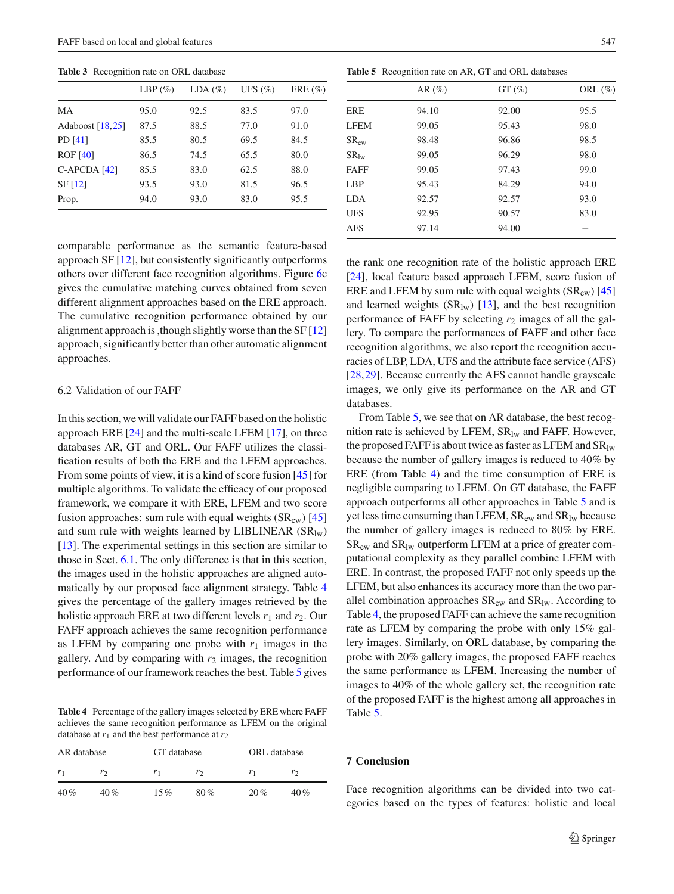**Table 3** Recognition rate on ORL database

| | LBP (%) | LDA (%) | UFS (%) | ERE (%) |
|---|---|---|---|---|
| MA | 95.0 | 92.5 | 83.5 | 97.0 |
| Adaboost [18,25] | 87.5 | 88.5 | 77.0 | 91.0 |
| PD [41] | 85.5 | 80.5 | 69.5 | 84.5 |
| ROF [40] | 86.5 | 74.5 | 65.5 | 80.0 |
| C-APCDA [42] | 85.5 | 83.0 | 62.5 | 88.0 |
| SF [12] | 93.5 | 93.0 | 81.5 | 96.5 |
| Prop. | 94.0 | 93.0 | 83.0 | 95.5 |

comparable performance as the semantic feature-based approach SF [12], but consistently significantly outperforms others over different face recognition algorithms. Figure 6c gives the cumulative matching curves obtained from seven different alignment approaches based on the ERE approach. The cumulative recognition performance obtained by our alignment approach is ,though slightly worse than the SF [12] approach, significantly better than other automatic alignment approaches.

### 6.2 Validation of our FAFF

In this section, we will validate our FAFF based on the holistic approach ERE [24] and the multi-scale LFEM [17], on three databases AR, GT and ORL. Our FAFF utilizes the classification results of both the ERE and the LFEM approaches. From some points of view, it is a kind of score fusion [45] for multiple algorithms. To validate the efficacy of our proposed framework, we compare it with ERE, LFEM and two score fusion approaches: sum rule with equal weights ($\mathrm{SR}_{\mathrm{ew}}$) [45] and sum rule with weights learned by LIBLINEAR ($\mathrm{SR}_{\mathrm{lw}}$) [13]. The experimental settings in this section are similar to those in Sect. 6.1. The only difference is that in this section, the images used in the holistic approaches are aligned automatically by our proposed face alignment strategy. Table 4 gives the percentage of the gallery images retrieved by the holistic approach ERE at two different levels $r_1$ and $r_2$. Our FAFF approach achieves the same recognition performance as LFEM by comparing one probe with $r_1$ images in the gallery. And by comparing with $r_2$ images, the recognition performance of our framework reaches the best. Table 5 gives the rank one recognition rate of the holistic approach ERE [24], local feature based approach LFEM, score fusion of ERE and LFEM by sum rule with equal weights ($\mathrm{SR}_{\mathrm{ew}}$) [45] and learned weights ($\mathrm{SR}_{\mathrm{lw}}$) [13], and the best recognition performance of FAFF by selecting $r_2$ images of all the gallery. To compare the performances of FAFF and other face recognition algorithms, we also report the recognition accuracies of LBP, LDA, UFS and the attribute face service (AFS) [28,29]. Because currently the AFS cannot handle grayscale images, we only give its performance on the AR and GT databases.

**Table 4** Percentage of the gallery images selected by ERE where FAFF achieves the same recognition performance as LFEM on the original database at $r_1$ and the best performance at $r_2$

| AR database | | GT database | | ORL database | |
|---|---|---|---|---|---|
| $r_1$ | $r_2$ | $r_1$ | $r_2$ | $r_1$ | $r_2$ |
| 40 % | 40 % | 15 % | 80 % | 20 % | 40 % |

**Table 5** Recognition rate on AR, GT and ORL databases

| | AR (%) | GT (%) | ORL (%) |
|---|---|---|---|
| ERE | 94.10 | 92.00 | 95.5 |
| LFEM | 99.05 | 95.43 | 98.0 |
| $\mathrm{SR}_{\mathrm{ew}}$ | 98.48 | 96.86 | 98.5 |
| $\mathrm{SR}_{\mathrm{lw}}$ | 99.05 | 96.29 | 98.0 |
| FAFF | 99.05 | 97.43 | 99.0 |
| LBP | 95.43 | 84.29 | 94.0 |
| LDA | 92.57 | 92.57 | 93.0 |
| UFS | 92.95 | 90.57 | 83.0 |
| AFS | 97.14 | 94.00 | – |

From Table 5, we see that on AR database, the best recognition rate is achieved by LFEM, $\mathrm{SR}_{\mathrm{lw}}$ and FAFF. However, the proposed FAFF is about twice as faster as LFEM and $\mathrm{SR}_{\mathrm{lw}}$ because the number of gallery images is reduced to 40% by ERE (from Table 4) and the time consumption of ERE is negligible comparing to LFEM. On GT database, the FAFF approach outperforms all other approaches in Table 5 and is yet less time consuming than LFEM, $\mathrm{SR}_{\mathrm{ew}}$ and $\mathrm{SR}_{\mathrm{lw}}$ because the number of gallery images is reduced to 80% by ERE. $\mathrm{SR}_{\mathrm{ew}}$ and $\mathrm{SR}_{\mathrm{lw}}$ outperform LFEM at a price of greater computational complexity as they parallel combine LFEM with ERE. In contrast, the proposed FAFF not only speeds up the LFEM, but also enhances its accuracy more than the two parallel combination approaches $\mathrm{SR}_{\mathrm{ew}}$ and $\mathrm{SR}_{\mathrm{lw}}$. According to Table 4, the proposed FAFF can achieve the same recognition rate as LFEM by comparing the probe with only 15% gallery images. Similarly, on ORL database, by comparing the probe with 20% gallery images, the proposed FAFF reaches the same performance as LFEM. Increasing the number of images to 40% of the whole gallery set, the recognition rate of the proposed FAFF is the highest among all approaches in Table 5.

## 7 Conclusion

Face recognition algorithms can be divided into two categories based on the types of features: holistic and local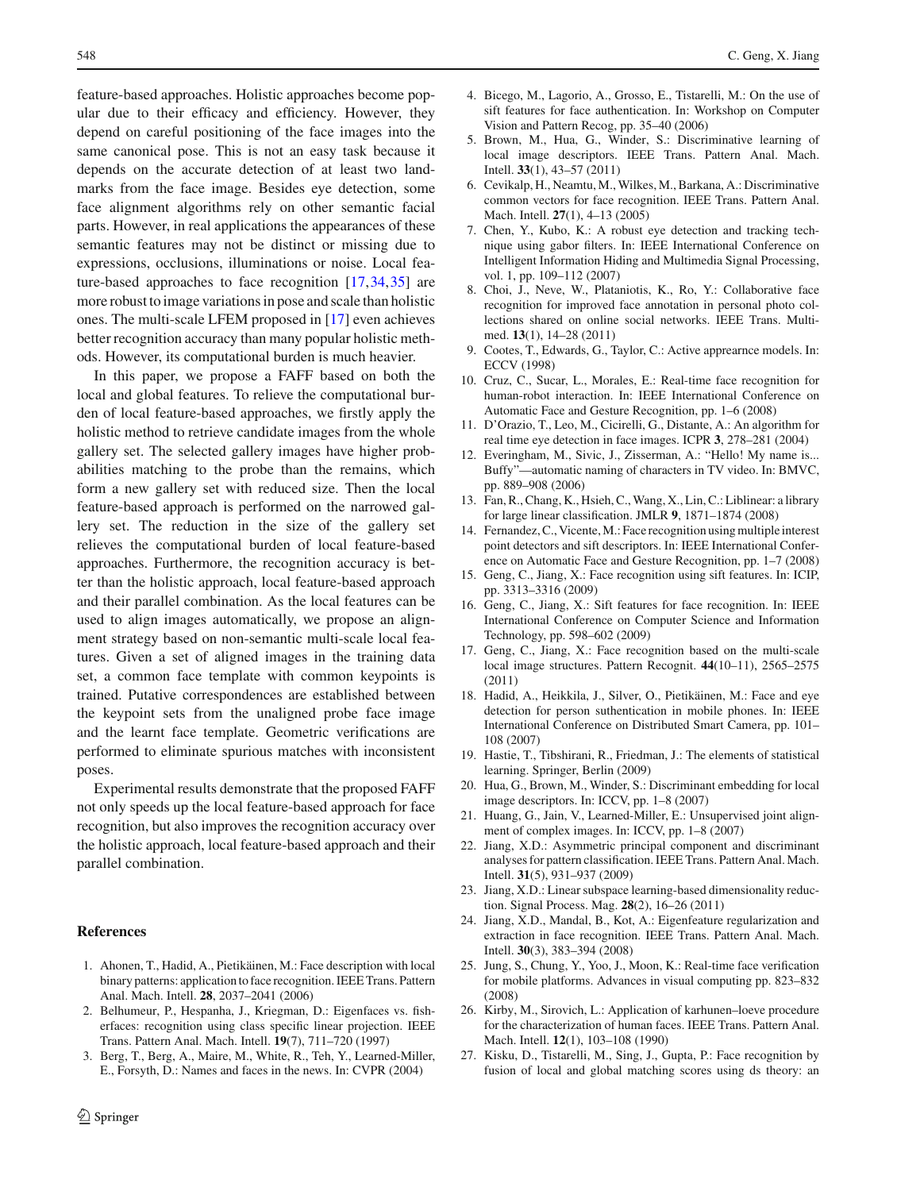feature-based approaches. Holistic approaches become popular due to their efficacy and efficiency. However, they depend on careful positioning of the face images into the same canonical pose. This is not an easy task because it depends on the accurate detection of at least two landmarks from the face image. Besides eye detection, some face alignment algorithms rely on other semantic facial parts. However, in real applications the appearances of these semantic features may not be distinct or missing due to expressions, occlusions, illuminations or noise. Local feature-based approaches to face recognition [17,34,35] are more robust to image variations in pose and scale than holistic ones. The multi-scale LFEM proposed in [17] even achieves better recognition accuracy than many popular holistic methods. However, its computational burden is much heavier.

In this paper, we propose a FAFF based on both the local and global features. To relieve the computational burden of local feature-based approaches, we firstly apply the holistic method to retrieve candidate images from the whole gallery set. The selected gallery images have higher probabilities matching to the probe than the remains, which form a new gallery set with reduced size. Then the local feature-based approach is performed on the narrowed gallery set. The reduction in the size of the gallery set relieves the computational burden of local feature-based approaches. Furthermore, the recognition accuracy is better than the holistic approach, local feature-based approach and their parallel combination. As the local features can be used to align images automatically, we propose an alignment strategy based on non-semantic multi-scale local features. Given a set of aligned images in the training data set, a common face template with common keypoints is trained. Putative correspondences are established between the keypoint sets from the unaligned probe face image and the learnt face template. Geometric verifications are performed to eliminate spurious matches with inconsistent poses.

Experimental results demonstrate that the proposed FAFF not only speeds up the local feature-based approach for face recognition, but also improves the recognition accuracy over the holistic approach, local feature-based approach and their parallel combination.

## References

1. Ahonen, T., Hadid, A., Pietikäinen, M.: Face description with local binary patterns: application to face recognition. IEEE Trans. Pattern Anal. Mach. Intell. **28**, 2037–2041 (2006)
2. Belhumeur, P., Hespanha, J., Kriegman, D.: Eigenfaces vs. fisherfaces: recognition using class specific linear projection. IEEE Trans. Pattern Anal. Mach. Intell. **19**(7), 711–720 (1997)
3. Berg, T., Berg, A., Maire, M., White, R., Teh, Y., Learned-Miller, E., Forsyth, D.: Names and faces in the news. In: CVPR (2004)
4. Bicego, M., Lagorio, A., Grosso, E., Tistarelli, M.: On the use of sift features for face authentication. In: Workshop on Computer Vision and Pattern Recog, pp. 35–40 (2006)
5. Brown, M., Hua, G., Winder, S.: Discriminative learning of local image descriptors. IEEE Trans. Pattern Anal. Mach. Intell. **33**(1), 43–57 (2011)
6. Cevikalp, H., Neamtu, M., Wilkes, M., Barkana, A.: Discriminative common vectors for face recognition. IEEE Trans. Pattern Anal. Mach. Intell. **27**(1), 4–13 (2005)
7. Chen, Y., Kubo, K.: A robust eye detection and tracking technique using gabor filters. In: IEEE International Conference on Intelligent Information Hiding and Multimedia Signal Processing, vol. 1, pp. 109–112 (2007)
8. Choi, J., Neve, W., Plataniotis, K., Ro, Y.: Collaborative face recognition for improved face annotation in personal photo collections shared on online social networks. IEEE Trans. Multimed. **13**(1), 14–28 (2011)
9. Cootes, T., Edwards, G., Taylor, C.: Active apprearnce models. In: ECCV (1998)
10. Cruz, C., Sucar, L., Morales, E.: Real-time face recognition for human-robot interaction. In: IEEE International Conference on Automatic Face and Gesture Recognition, pp. 1–6 (2008)
11. D'Orazio, T., Leo, M., Cicirelli, G., Distante, A.: An algorithm for real time eye detection in face images. ICPR **3**, 278–281 (2004)
12. Everingham, M., Sivic, J., Zisserman, A.: "Hello! My name is... Buffy"—automatic naming of characters in TV video. In: BMVC, pp. 889–908 (2006)
13. Fan, R., Chang, K., Hsieh, C., Wang, X., Lin, C.: Liblinear: a library for large linear classification. JMLR **9**, 1871–1874 (2008)
14. Fernandez, C., Vicente, M.: Face recognition using multiple interest point detectors and sift descriptors. In: IEEE International Conference on Automatic Face and Gesture Recognition, pp. 1–7 (2008)
15. Geng, C., Jiang, X.: Face recognition using sift features. In: ICIP, pp. 3313–3316 (2009)
16. Geng, C., Jiang, X.: Sift features for face recognition. In: IEEE International Conference on Computer Science and Information Technology, pp. 598–602 (2009)
17. Geng, C., Jiang, X.: Face recognition based on the multi-scale local image structures. Pattern Recognit. **44**(10–11), 2565–2575 (2011)
18. Hadid, A., Heikkila, J., Silver, O., Pietikäinen, M.: Face and eye detection for person suthentication in mobile phones. In: IEEE International Conference on Distributed Smart Camera, pp. 101–108 (2007)
19. Hastie, T., Tibshirani, R., Friedman, J.: The elements of statistical learning. Springer, Berlin (2009)
20. Hua, G., Brown, M., Winder, S.: Discriminant embedding for local image descriptors. In: ICCV, pp. 1–8 (2007)
21. Huang, G., Jain, V., Learned-Miller, E.: Unsupervised joint alignment of complex images. In: ICCV, pp. 1–8 (2007)
22. Jiang, X.D.: Asymmetric principal component and discriminant analyses for pattern classification. IEEE Trans. Pattern Anal. Mach. Intell. **31**(5), 931–937 (2009)
23. Jiang, X.D.: Linear subspace learning-based dimensionality reduction. Signal Process. Mag. **28**(2), 16–26 (2011)
24. Jiang, X.D., Mandal, B., Kot, A.: Eigenfeature regularization and extraction in face recognition. IEEE Trans. Pattern Anal. Mach. Intell. **30**(3), 383–394 (2008)
25. Jung, S., Chung, Y., Yoo, J., Moon, K.: Real-time face verification for mobile platforms. Advances in visual computing pp. 823–832 (2008)
26. Kirby, M., Sirovich, L.: Application of karhunen–loeve procedure for the characterization of human faces. IEEE Trans. Pattern Anal. Mach. Intell. **12**(1), 103–108 (1990)
27. Kisku, D., Tistarelli, M., Sing, J., Gupta, P.: Face recognition by fusion of local and global matching scores using ds theory: an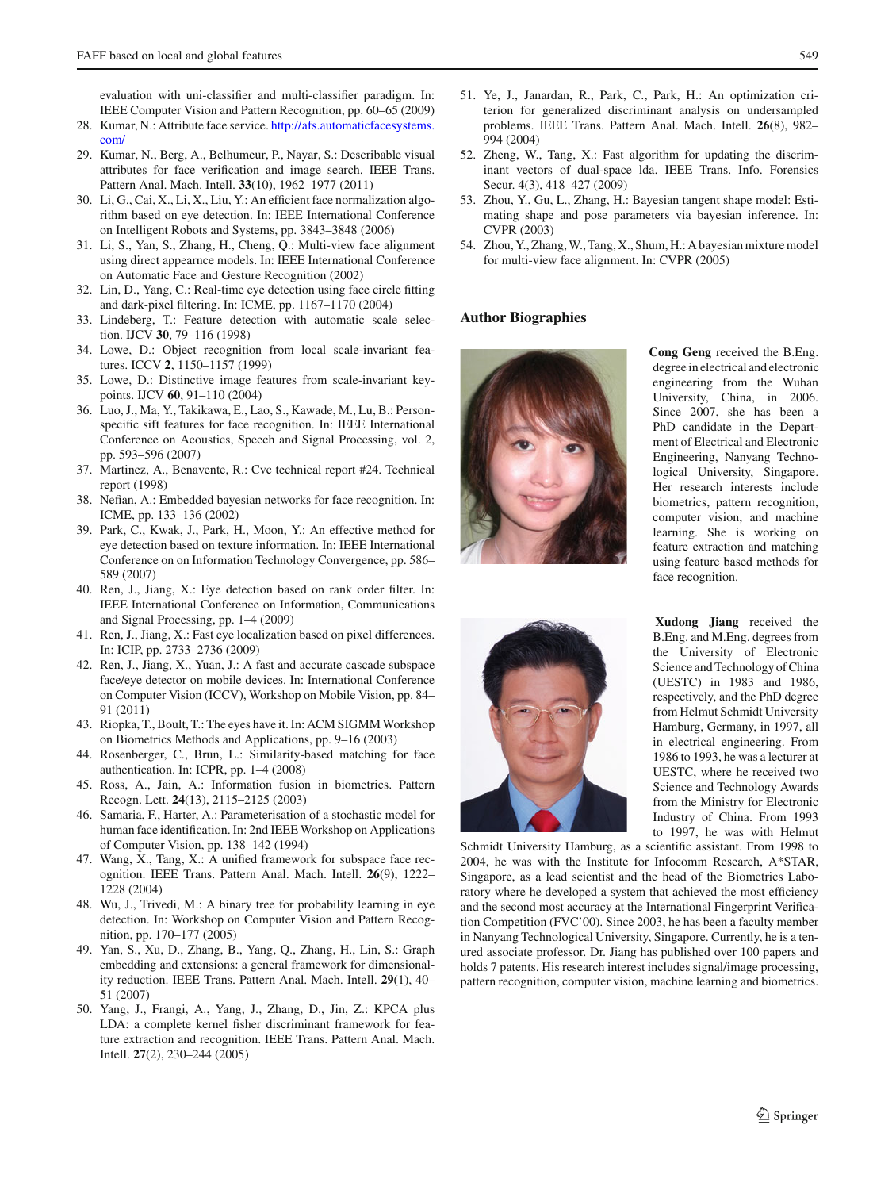evaluation with uni-classifier and multi-classifier paradigm. In: IEEE Computer Vision and Pattern Recognition, pp. 60–65 (2009)

28. Kumar, N.: Attribute face service. http://afs.automaticfacesystems.com/
29. Kumar, N., Berg, A., Belhumeur, P., Nayar, S.: Describable visual attributes for face verification and image search. IEEE Trans. Pattern Anal. Mach. Intell. **33**(10), 1962–1977 (2011)
30. Li, G., Cai, X., Li, X., Liu, Y.: An efficient face normalization algorithm based on eye detection. In: IEEE International Conference on Intelligent Robots and Systems, pp. 3843–3848 (2006)
31. Li, S., Yan, S., Zhang, H., Cheng, Q.: Multi-view face alignment using direct appearnce models. In: IEEE International Conference on Automatic Face and Gesture Recognition (2002)
32. Lin, D., Yang, C.: Real-time eye detection using face circle fitting and dark-pixel filtering. In: ICME, pp. 1167–1170 (2004)
33. Lindeberg, T.: Feature detection with automatic scale selection. IJCV **30**, 79–116 (1998)
34. Lowe, D.: Object recognition from local scale-invariant features. ICCV **2**, 1150–1157 (1999)
35. Lowe, D.: Distinctive image features from scale-invariant keypoints. IJCV **60**, 91–110 (2004)
36. Luo, J., Ma, Y., Takikawa, E., Lao, S., Kawade, M., Lu, B.: Person-specific sift features for face recognition. In: IEEE International Conference on Acoustics, Speech and Signal Processing, vol. 2, pp. 593–596 (2007)
37. Martinez, A., Benavente, R.: Cvc technical report #24. Technical report (1998)
38. Nefian, A.: Embedded bayesian networks for face recognition. In: ICME, pp. 133–136 (2002)
39. Park, C., Kwak, J., Park, H., Moon, Y.: An effective method for eye detection based on texture information. In: IEEE International Conference on on Information Technology Convergence, pp. 586–589 (2007)
40. Ren, J., Jiang, X.: Eye detection based on rank order filter. In: IEEE International Conference on Information, Communications and Signal Processing, pp. 1–4 (2009)
41. Ren, J., Jiang, X.: Fast eye localization based on pixel differences. In: ICIP, pp. 2733–2736 (2009)
42. Ren, J., Jiang, X., Yuan, J.: A fast and accurate cascade subspace face/eye detector on mobile devices. In: International Conference on Computer Vision (ICCV), Workshop on Mobile Vision, pp. 84–91 (2011)
43. Riopka, T., Boult, T.: The eyes have it. In: ACM SIGMM Workshop on Biometrics Methods and Applications, pp. 9–16 (2003)
44. Rosenberger, C., Brun, L.: Similarity-based matching for face authentication. In: ICPR, pp. 1–4 (2008)
45. Ross, A., Jain, A.: Information fusion in biometrics. Pattern Recogn. Lett. **24**(13), 2115–2125 (2003)
46. Samaria, F., Harter, A.: Parameterisation of a stochastic model for human face identification. In: 2nd IEEE Workshop on Applications of Computer Vision, pp. 138–142 (1994)
47. Wang, X., Tang, X.: A unified framework for subspace face recognition. IEEE Trans. Pattern Anal. Mach. Intell. **26**(9), 1222–1228 (2004)
48. Wu, J., Trivedi, M.: A binary tree for probability learning in eye detection. In: Workshop on Computer Vision and Pattern Recognition, pp. 170–177 (2005)
49. Yan, S., Xu, D., Zhang, B., Yang, Q., Zhang, H., Lin, S.: Graph embedding and extensions: a general framework for dimensionality reduction. IEEE Trans. Pattern Anal. Mach. Intell. **29**(1), 40–51 (2007)
50. Yang, J., Frangi, A., Yang, J., Zhang, D., Jin, Z.: KPCA plus LDA: a complete kernel fisher discriminant framework for feature extraction and recognition. IEEE Trans. Pattern Anal. Mach. Intell. **27**(2), 230–244 (2005)
51. Ye, J., Janardan, R., Park, C., Park, H.: An optimization criterion for generalized discriminant analysis on undersampled problems. IEEE Trans. Pattern Anal. Mach. Intell. **26**(8), 982–994 (2004)
52. Zheng, W., Tang, X.: Fast algorithm for updating the discriminant vectors of dual-space lda. IEEE Trans. Info. Forensics Secur. **4**(3), 418–427 (2009)
53. Zhou, Y., Gu, L., Zhang, H.: Bayesian tangent shape model: Estimating shape and pose parameters via bayesian inference. In: CVPR (2003)
54. Zhou, Y., Zhang, W., Tang, X., Shum, H.: A bayesian mixture model for multi-view face alignment. In: CVPR (2005)

## Author Biographies

**Cong Geng** received the B.Eng. degree in electrical and electronic engineering from the Wuhan University, China, in 2006. Since 2007, she has been a PhD candidate in the Department of Electrical and Electronic Engineering, Nanyang Technological University, Singapore. Her research interests include biometrics, pattern recognition, computer vision, and machine learning. She is working on feature extraction and matching using feature based methods for face recognition.

**Xudong Jiang** received the B.Eng. and M.Eng. degrees from the University of Electronic Science and Technology of China (UESTC) in 1983 and 1986, respectively, and the PhD degree from Helmut Schmidt University Hamburg, Germany, in 1997, all in electrical engineering. From 1986 to 1993, he was a lecturer at UESTC, where he received two Science and Technology Awards from the Ministry for Electronic Industry of China. From 1993 to 1997, he was with Helmut Schmidt University Hamburg, as a scientific assistant. From 1998 to 2004, he was with the Institute for Infocomm Research, A*STAR, Singapore, as a lead scientist and the head of the Biometrics Laboratory where he developed a system that achieved the most efficiency and the second most accuracy at the International Fingerprint Verification Competition (FVC'00). Since 2003, he has been a faculty member in Nanyang Technological University, Singapore. Currently, he is a tenured associate professor. Dr. Jiang has published over 100 papers and holds 7 patents. His research interest includes signal/image processing, pattern recognition, computer vision, machine learning and biometrics.